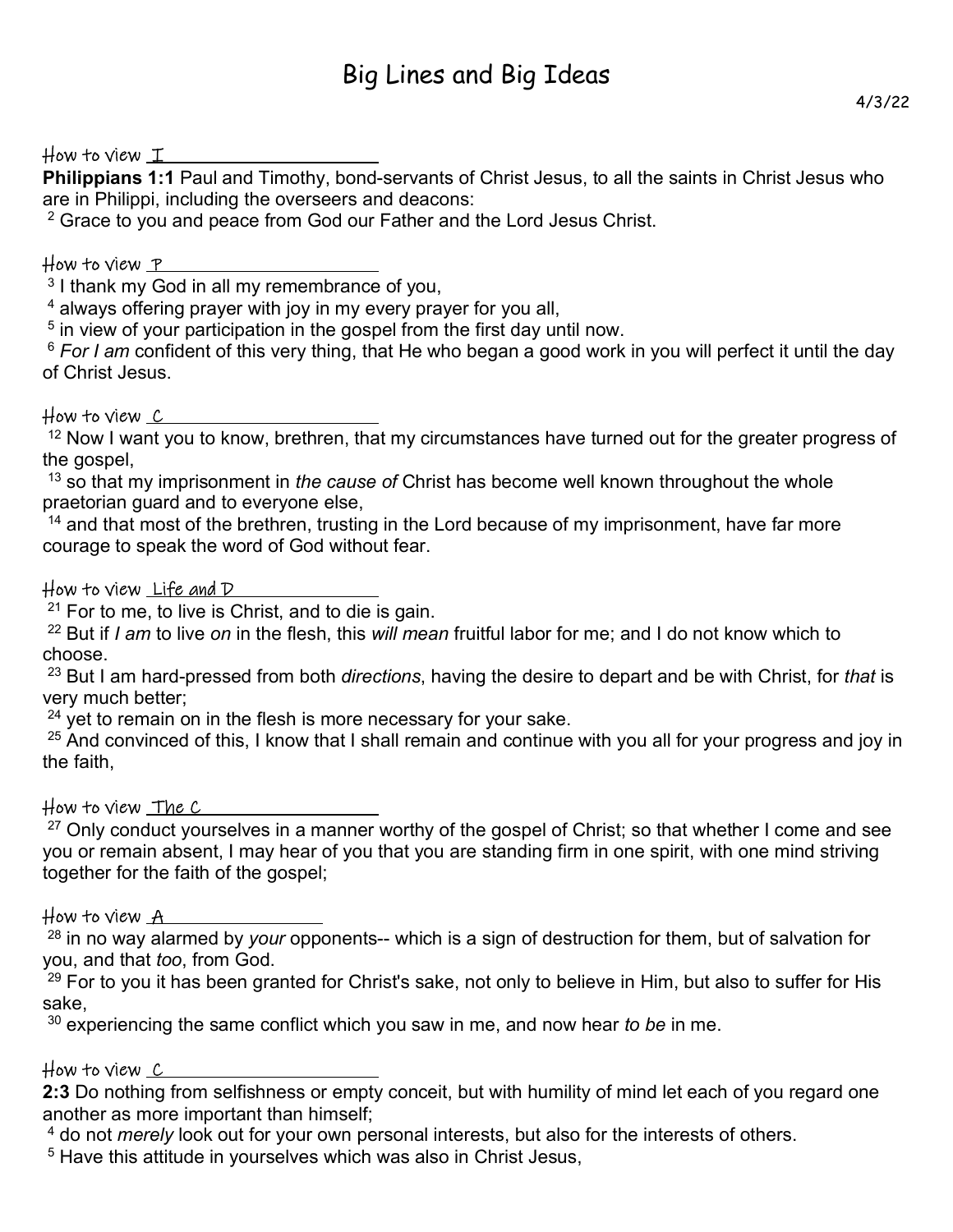# Big Lines and Big Ideas

4/3/22

How to view I

**Philippians 1:1** Paul and Timothy, bond-servants of Christ Jesus, to all the saints in Christ Jesus who are in Philippi, including the overseers and deacons:
[2] Grace to you and peace from God our Father and the Lord Jesus Christ.

How to view P

[3] I thank my God in all my remembrance of you,
[4] always offering prayer with joy in my every prayer for you all,
[5] in view of your participation in the gospel from the first day until now.
[6] *For I am* confident of this very thing, that He who began a good work in you will perfect it until the day of Christ Jesus.

How to view C

[12] Now I want you to know, brethren, that my circumstances have turned out for the greater progress of the gospel,
[13] so that my imprisonment in *the cause of* Christ has become well known throughout the whole praetorian guard and to everyone else,
[14] and that most of the brethren, trusting in the Lord because of my imprisonment, have far more courage to speak the word of God without fear.

How to view Life and D

[21] For to me, to live is Christ, and to die is gain.
[22] But if *I am* to live *on* in the flesh, this *will mean* fruitful labor for me; and I do not know which to choose.
[23] But I am hard-pressed from both *directions*, having the desire to depart and be with Christ, for *that* is very much better;
[24] yet to remain on in the flesh is more necessary for your sake.
[25] And convinced of this, I know that I shall remain and continue with you all for your progress and joy in the faith,

How to view The C

[27] Only conduct yourselves in a manner worthy of the gospel of Christ; so that whether I come and see you or remain absent, I may hear of you that you are standing firm in one spirit, with one mind striving together for the faith of the gospel;

How to view A

[28] in no way alarmed by *your* opponents-- which is a sign of destruction for them, but of salvation for you, and that *too*, from God.
[29] For to you it has been granted for Christ's sake, not only to believe in Him, but also to suffer for His sake,
[30] experiencing the same conflict which you saw in me, and now hear *to be* in me.

How to view C

**2:3** Do nothing from selfishness or empty conceit, but with humility of mind let each of you regard one another as more important than himself;
[4] do not *merely* look out for your own personal interests, but also for the interests of others.
[5] Have this attitude in yourselves which was also in Christ Jesus,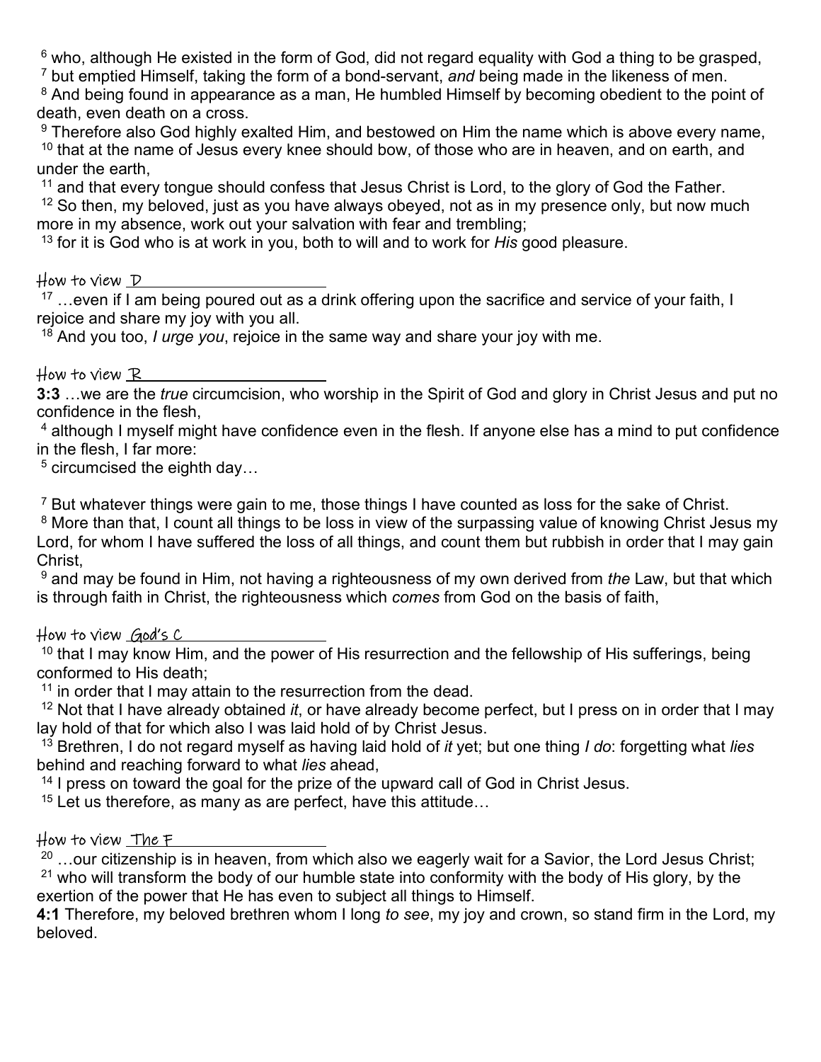[6] who, although He existed in the form of God, did not regard equality with God a thing to be grasped,
[7] but emptied Himself, taking the form of a bond-servant, *and* being made in the likeness of men.
[8] And being found in appearance as a man, He humbled Himself by becoming obedient to the point of death, even death on a cross.
[9] Therefore also God highly exalted Him, and bestowed on Him the name which is above every name,
[10] that at the name of Jesus every knee should bow, of those who are in heaven, and on earth, and under the earth,
[11] and that every tongue should confess that Jesus Christ is Lord, to the glory of God the Father.
[12] So then, my beloved, just as you have always obeyed, not as in my presence only, but now much more in my absence, work out your salvation with fear and trembling;
[13] for it is God who is at work in you, both to will and to work for *His* good pleasure.

How to view D____________________

[17] …even if I am being poured out as a drink offering upon the sacrifice and service of your faith, I rejoice and share my joy with you all.
[18] And you too, *I urge you*, rejoice in the same way and share your joy with me.

How to view R____________________

**3:3** …we are the *true* circumcision, who worship in the Spirit of God and glory in Christ Jesus and put no confidence in the flesh,
[4] although I myself might have confidence even in the flesh. If anyone else has a mind to put confidence in the flesh, I far more:
[5] circumcised the eighth day…

[7] But whatever things were gain to me, those things I have counted as loss for the sake of Christ.
[8] More than that, I count all things to be loss in view of the surpassing value of knowing Christ Jesus my Lord, for whom I have suffered the loss of all things, and count them but rubbish in order that I may gain Christ,
[9] and may be found in Him, not having a righteousness of my own derived from *the* Law, but that which is through faith in Christ, the righteousness which *comes* from God on the basis of faith,

How to view God's C____________________

[10] that I may know Him, and the power of His resurrection and the fellowship of His sufferings, being conformed to His death;
[11] in order that I may attain to the resurrection from the dead.
[12] Not that I have already obtained *it*, or have already become perfect, but I press on in order that I may lay hold of that for which also I was laid hold of by Christ Jesus.
[13] Brethren, I do not regard myself as having laid hold of *it* yet; but one thing *I do*: forgetting what *lies* behind and reaching forward to what *lies* ahead,
[14] I press on toward the goal for the prize of the upward call of God in Christ Jesus.
[15] Let us therefore, as many as are perfect, have this attitude…

How to view The F____________________

[20] …our citizenship is in heaven, from which also we eagerly wait for a Savior, the Lord Jesus Christ;
[21] who will transform the body of our humble state into conformity with the body of His glory, by the exertion of the power that He has even to subject all things to Himself.
**4:1** Therefore, my beloved brethren whom I long *to see*, my joy and crown, so stand firm in the Lord, my beloved.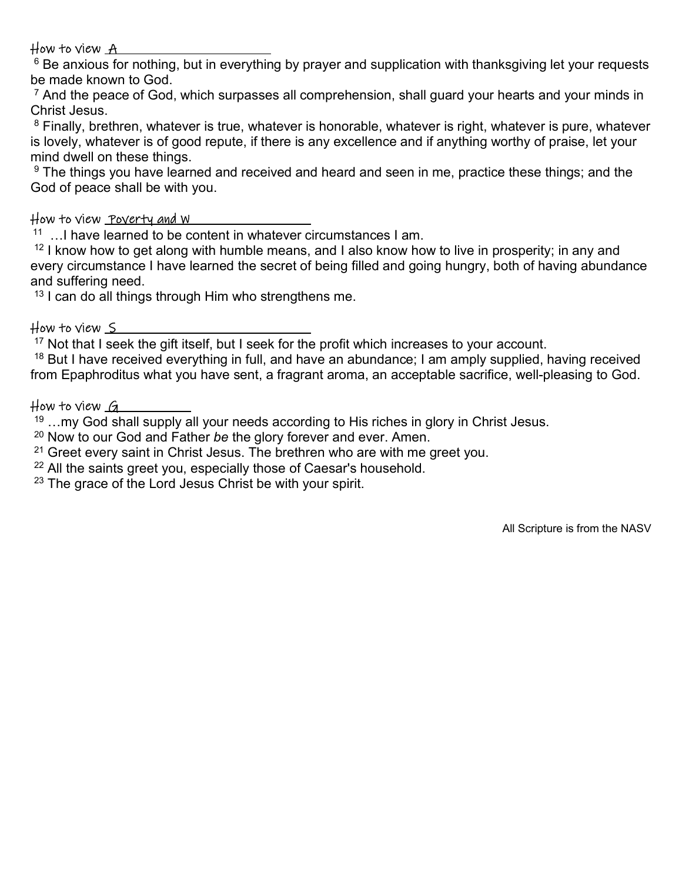How to view A\_\_\_\_\_\_\_\_\_\_\_\_\_\_\_\_\_\_\_\_

[6] Be anxious for nothing, but in everything by prayer and supplication with thanksgiving let your requests be made known to God.

[7] And the peace of God, which surpasses all comprehension, shall guard your hearts and your minds in Christ Jesus.

[8] Finally, brethren, whatever is true, whatever is honorable, whatever is right, whatever is pure, whatever is lovely, whatever is of good repute, if there is any excellence and if anything worthy of praise, let your mind dwell on these things.

[9] The things you have learned and received and heard and seen in me, practice these things; and the God of peace shall be with you.

How to view Poverty and W\_\_\_\_\_\_\_\_\_\_\_\_\_\_\_\_\_\_\_\_

[11] …I have learned to be content in whatever circumstances I am.

[12] I know how to get along with humble means, and I also know how to live in prosperity; in any and every circumstance I have learned the secret of being filled and going hungry, both of having abundance and suffering need.

[13] I can do all things through Him who strengthens me.

How to view S\_\_\_\_\_\_\_\_\_\_\_\_\_\_\_\_\_\_\_\_\_\_\_\_

[17] Not that I seek the gift itself, but I seek for the profit which increases to your account.

[18] But I have received everything in full, and have an abundance; I am amply supplied, having received from Epaphroditus what you have sent, a fragrant aroma, an acceptable sacrifice, well-pleasing to God.

How to view G\_\_\_\_\_\_\_\_\_\_

[19] …my God shall supply all your needs according to His riches in glory in Christ Jesus.

[20] Now to our God and Father *be* the glory forever and ever. Amen.

[21] Greet every saint in Christ Jesus. The brethren who are with me greet you.

[22] All the saints greet you, especially those of Caesar's household.

[23] The grace of the Lord Jesus Christ be with your spirit.

All Scripture is from the NASV